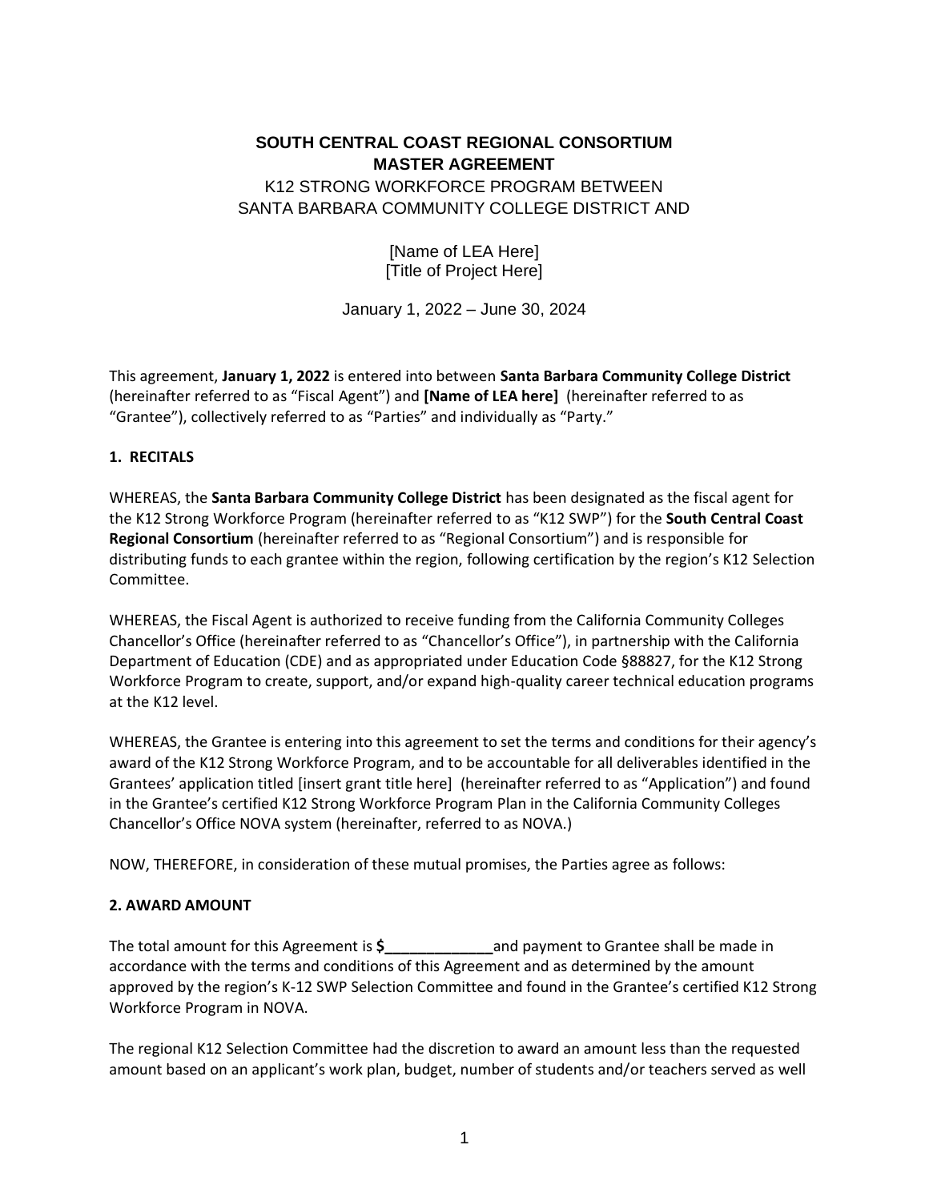# SOUTH CENTRAL COAST REGIONAL CONSORTIUM
# MASTER AGREEMENT

K12 STRONG WORKFORCE PROGRAM BETWEEN
SANTA BARBARA COMMUNITY COLLEGE DISTRICT AND

[Name of LEA Here]
[Title of Project Here]

January 1, 2022 – June 30, 2024

This agreement, **January 1, 2022** is entered into between **Santa Barbara Community College District** (hereinafter referred to as "Fiscal Agent") and **[Name of LEA here]** (hereinafter referred to as "Grantee"), collectively referred to as "Parties" and individually as "Party."

## 1. RECITALS

WHEREAS, the **Santa Barbara Community College District** has been designated as the fiscal agent for the K12 Strong Workforce Program (hereinafter referred to as "K12 SWP") for the **South Central Coast Regional Consortium** (hereinafter referred to as "Regional Consortium") and is responsible for distributing funds to each grantee within the region, following certification by the region's K12 Selection Committee.

WHEREAS, the Fiscal Agent is authorized to receive funding from the California Community Colleges Chancellor's Office (hereinafter referred to as "Chancellor's Office"), in partnership with the California Department of Education (CDE) and as appropriated under Education Code §88827, for the K12 Strong Workforce Program to create, support, and/or expand high-quality career technical education programs at the K12 level.

WHEREAS, the Grantee is entering into this agreement to set the terms and conditions for their agency's award of the K12 Strong Workforce Program, and to be accountable for all deliverables identified in the Grantees' application titled [insert grant title here] (hereinafter referred to as "Application") and found in the Grantee's certified K12 Strong Workforce Program Plan in the California Community Colleges Chancellor's Office NOVA system (hereinafter, referred to as NOVA.)

NOW, THEREFORE, in consideration of these mutual promises, the Parties agree as follows:

## 2. AWARD AMOUNT

The total amount for this Agreement is **$_____________** and payment to Grantee shall be made in accordance with the terms and conditions of this Agreement and as determined by the amount approved by the region's K-12 SWP Selection Committee and found in the Grantee's certified K12 Strong Workforce Program in NOVA.

The regional K12 Selection Committee had the discretion to award an amount less than the requested amount based on an applicant's work plan, budget, number of students and/or teachers served as well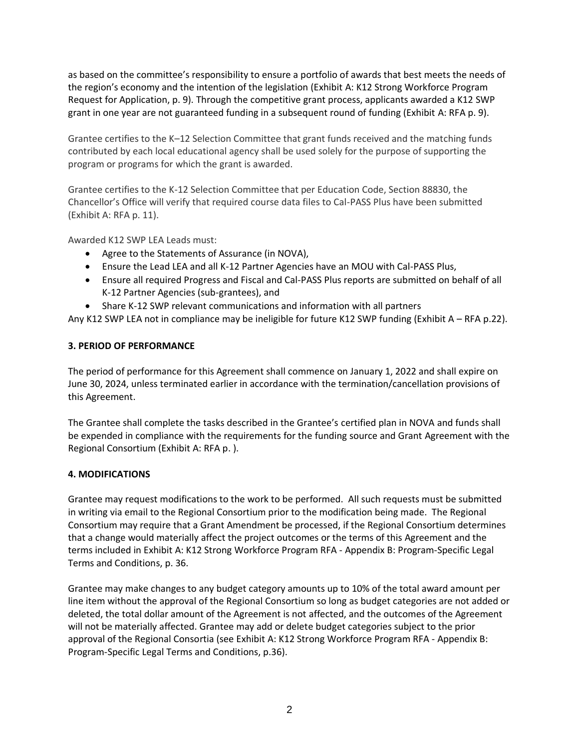as based on the committee's responsibility to ensure a portfolio of awards that best meets the needs of the region's economy and the intention of the legislation (Exhibit A: K12 Strong Workforce Program Request for Application, p. 9). Through the competitive grant process, applicants awarded a K12 SWP grant in one year are not guaranteed funding in a subsequent round of funding (Exhibit A: RFA p. 9).

Grantee certifies to the K–12 Selection Committee that grant funds received and the matching funds contributed by each local educational agency shall be used solely for the purpose of supporting the program or programs for which the grant is awarded.

Grantee certifies to the K-12 Selection Committee that per Education Code, Section 88830, the Chancellor's Office will verify that required course data files to Cal-PASS Plus have been submitted (Exhibit A: RFA p. 11).

Awarded K12 SWP LEA Leads must:

- Agree to the Statements of Assurance (in NOVA),
- Ensure the Lead LEA and all K-12 Partner Agencies have an MOU with Cal-PASS Plus,
- Ensure all required Progress and Fiscal and Cal-PASS Plus reports are submitted on behalf of all K-12 Partner Agencies (sub-grantees), and
- Share K-12 SWP relevant communications and information with all partners

Any K12 SWP LEA not in compliance may be ineligible for future K12 SWP funding (Exhibit A – RFA p.22).

**3. PERIOD OF PERFORMANCE**

The period of performance for this Agreement shall commence on January 1, 2022 and shall expire on June 30, 2024, unless terminated earlier in accordance with the termination/cancellation provisions of this Agreement.

The Grantee shall complete the tasks described in the Grantee's certified plan in NOVA and funds shall be expended in compliance with the requirements for the funding source and Grant Agreement with the Regional Consortium (Exhibit A: RFA p. ).

**4. MODIFICATIONS**

Grantee may request modifications to the work to be performed. All such requests must be submitted in writing via email to the Regional Consortium prior to the modification being made. The Regional Consortium may require that a Grant Amendment be processed, if the Regional Consortium determines that a change would materially affect the project outcomes or the terms of this Agreement and the terms included in Exhibit A: K12 Strong Workforce Program RFA - Appendix B: Program-Specific Legal Terms and Conditions, p. 36.

Grantee may make changes to any budget category amounts up to 10% of the total award amount per line item without the approval of the Regional Consortium so long as budget categories are not added or deleted, the total dollar amount of the Agreement is not affected, and the outcomes of the Agreement will not be materially affected. Grantee may add or delete budget categories subject to the prior approval of the Regional Consortia (see Exhibit A: K12 Strong Workforce Program RFA - Appendix B: Program-Specific Legal Terms and Conditions, p.36).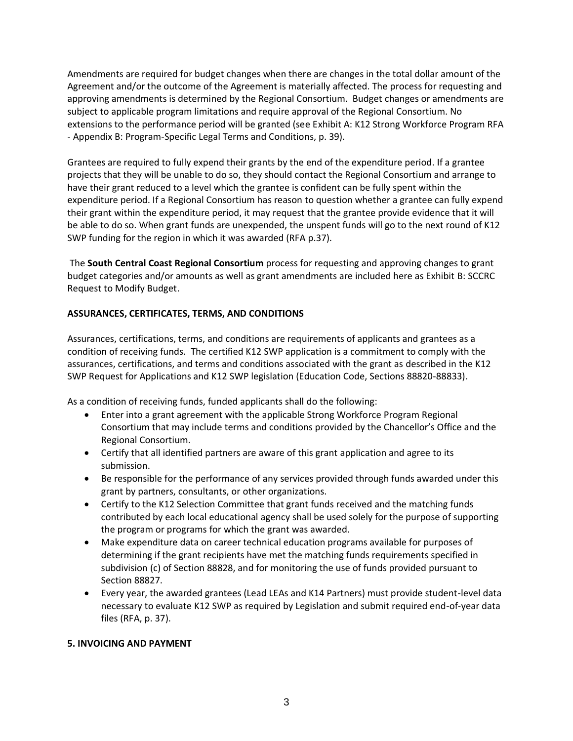Amendments are required for budget changes when there are changes in the total dollar amount of the Agreement and/or the outcome of the Agreement is materially affected. The process for requesting and approving amendments is determined by the Regional Consortium. Budget changes or amendments are subject to applicable program limitations and require approval of the Regional Consortium. No extensions to the performance period will be granted (see Exhibit A: K12 Strong Workforce Program RFA - Appendix B: Program-Specific Legal Terms and Conditions, p. 39).

Grantees are required to fully expend their grants by the end of the expenditure period. If a grantee projects that they will be unable to do so, they should contact the Regional Consortium and arrange to have their grant reduced to a level which the grantee is confident can be fully spent within the expenditure period. If a Regional Consortium has reason to question whether a grantee can fully expend their grant within the expenditure period, it may request that the grantee provide evidence that it will be able to do so. When grant funds are unexpended, the unspent funds will go to the next round of K12 SWP funding for the region in which it was awarded (RFA p.37).

The **South Central Coast Regional Consortium** process for requesting and approving changes to grant budget categories and/or amounts as well as grant amendments are included here as Exhibit B: SCCRC Request to Modify Budget.

**ASSURANCES, CERTIFICATES, TERMS, AND CONDITIONS**

Assurances, certifications, terms, and conditions are requirements of applicants and grantees as a condition of receiving funds. The certified K12 SWP application is a commitment to comply with the assurances, certifications, and terms and conditions associated with the grant as described in the K12 SWP Request for Applications and K12 SWP legislation (Education Code, Sections 88820-88833).

As a condition of receiving funds, funded applicants shall do the following:

- Enter into a grant agreement with the applicable Strong Workforce Program Regional Consortium that may include terms and conditions provided by the Chancellor's Office and the Regional Consortium.
- Certify that all identified partners are aware of this grant application and agree to its submission.
- Be responsible for the performance of any services provided through funds awarded under this grant by partners, consultants, or other organizations.
- Certify to the K12 Selection Committee that grant funds received and the matching funds contributed by each local educational agency shall be used solely for the purpose of supporting the program or programs for which the grant was awarded.
- Make expenditure data on career technical education programs available for purposes of determining if the grant recipients have met the matching funds requirements specified in subdivision (c) of Section 88828, and for monitoring the use of funds provided pursuant to Section 88827.
- Every year, the awarded grantees (Lead LEAs and K14 Partners) must provide student-level data necessary to evaluate K12 SWP as required by Legislation and submit required end-of-year data files (RFA, p. 37).

**5. INVOICING AND PAYMENT**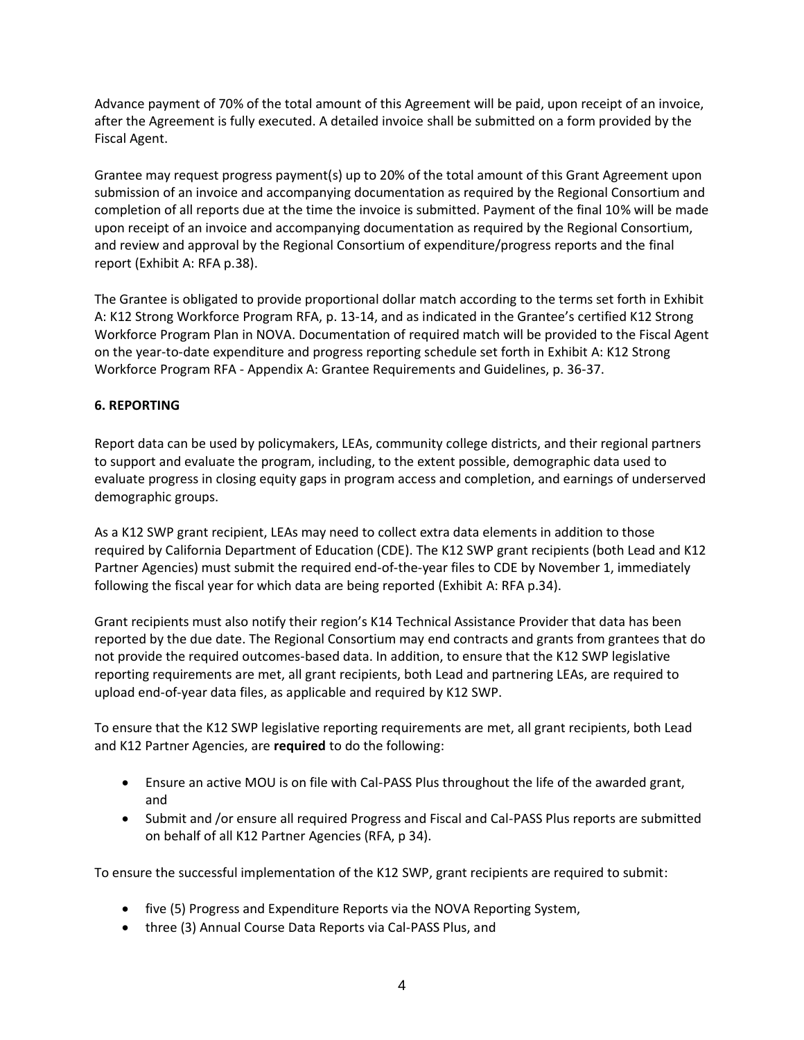Advance payment of 70% of the total amount of this Agreement will be paid, upon receipt of an invoice, after the Agreement is fully executed. A detailed invoice shall be submitted on a form provided by the Fiscal Agent.

Grantee may request progress payment(s) up to 20% of the total amount of this Grant Agreement upon submission of an invoice and accompanying documentation as required by the Regional Consortium and completion of all reports due at the time the invoice is submitted. Payment of the final 10% will be made upon receipt of an invoice and accompanying documentation as required by the Regional Consortium, and review and approval by the Regional Consortium of expenditure/progress reports and the final report (Exhibit A: RFA p.38).

The Grantee is obligated to provide proportional dollar match according to the terms set forth in Exhibit A: K12 Strong Workforce Program RFA, p. 13-14, and as indicated in the Grantee's certified K12 Strong Workforce Program Plan in NOVA. Documentation of required match will be provided to the Fiscal Agent on the year-to-date expenditure and progress reporting schedule set forth in Exhibit A: K12 Strong Workforce Program RFA - Appendix A: Grantee Requirements and Guidelines, p. 36-37.

**6. REPORTING**

Report data can be used by policymakers, LEAs, community college districts, and their regional partners to support and evaluate the program, including, to the extent possible, demographic data used to evaluate progress in closing equity gaps in program access and completion, and earnings of underserved demographic groups.

As a K12 SWP grant recipient, LEAs may need to collect extra data elements in addition to those required by California Department of Education (CDE). The K12 SWP grant recipients (both Lead and K12 Partner Agencies) must submit the required end-of-the-year files to CDE by November 1, immediately following the fiscal year for which data are being reported (Exhibit A: RFA p.34).

Grant recipients must also notify their region's K14 Technical Assistance Provider that data has been reported by the due date. The Regional Consortium may end contracts and grants from grantees that do not provide the required outcomes-based data. In addition, to ensure that the K12 SWP legislative reporting requirements are met, all grant recipients, both Lead and partnering LEAs, are required to upload end-of-year data files, as applicable and required by K12 SWP.

To ensure that the K12 SWP legislative reporting requirements are met, all grant recipients, both Lead and K12 Partner Agencies, are **required** to do the following:

- Ensure an active MOU is on file with Cal-PASS Plus throughout the life of the awarded grant, and
- Submit and /or ensure all required Progress and Fiscal and Cal-PASS Plus reports are submitted on behalf of all K12 Partner Agencies (RFA, p 34).

To ensure the successful implementation of the K12 SWP, grant recipients are required to submit:

- five (5) Progress and Expenditure Reports via the NOVA Reporting System,
- three (3) Annual Course Data Reports via Cal-PASS Plus, and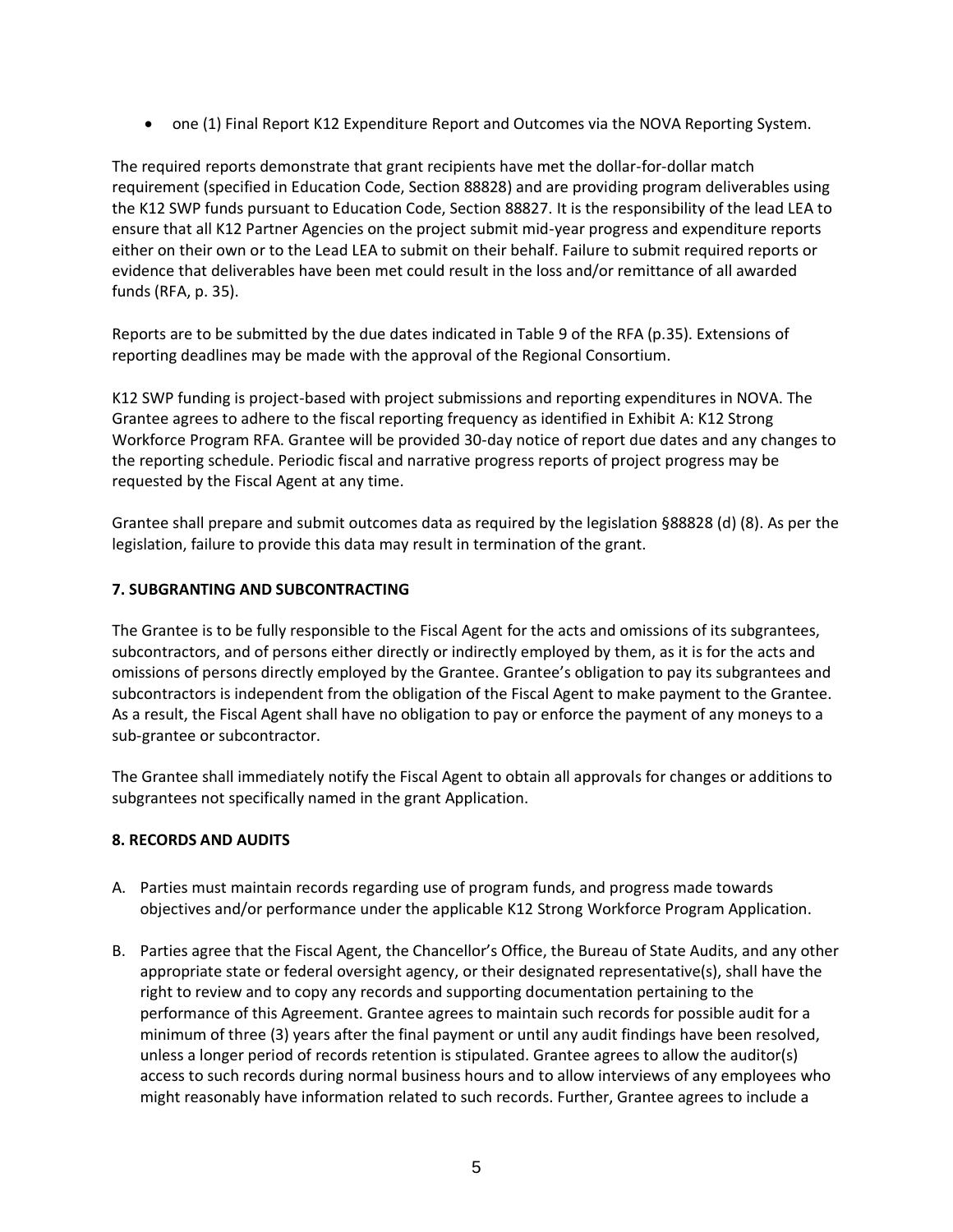- one (1) Final Report K12 Expenditure Report and Outcomes via the NOVA Reporting System.

The required reports demonstrate that grant recipients have met the dollar-for-dollar match requirement (specified in Education Code, Section 88828) and are providing program deliverables using the K12 SWP funds pursuant to Education Code, Section 88827. It is the responsibility of the lead LEA to ensure that all K12 Partner Agencies on the project submit mid-year progress and expenditure reports either on their own or to the Lead LEA to submit on their behalf. Failure to submit required reports or evidence that deliverables have been met could result in the loss and/or remittance of all awarded funds (RFA, p. 35).

Reports are to be submitted by the due dates indicated in Table 9 of the RFA (p.35). Extensions of reporting deadlines may be made with the approval of the Regional Consortium.

K12 SWP funding is project-based with project submissions and reporting expenditures in NOVA. The Grantee agrees to adhere to the fiscal reporting frequency as identified in Exhibit A: K12 Strong Workforce Program RFA. Grantee will be provided 30-day notice of report due dates and any changes to the reporting schedule. Periodic fiscal and narrative progress reports of project progress may be requested by the Fiscal Agent at any time.

Grantee shall prepare and submit outcomes data as required by the legislation §88828 (d) (8). As per the legislation, failure to provide this data may result in termination of the grant.

**7. SUBGRANTING AND SUBCONTRACTING**

The Grantee is to be fully responsible to the Fiscal Agent for the acts and omissions of its subgrantees, subcontractors, and of persons either directly or indirectly employed by them, as it is for the acts and omissions of persons directly employed by the Grantee. Grantee's obligation to pay its subgrantees and subcontractors is independent from the obligation of the Fiscal Agent to make payment to the Grantee. As a result, the Fiscal Agent shall have no obligation to pay or enforce the payment of any moneys to a sub-grantee or subcontractor.

The Grantee shall immediately notify the Fiscal Agent to obtain all approvals for changes or additions to subgrantees not specifically named in the grant Application.

**8. RECORDS AND AUDITS**

A. Parties must maintain records regarding use of program funds, and progress made towards objectives and/or performance under the applicable K12 Strong Workforce Program Application.

B. Parties agree that the Fiscal Agent, the Chancellor's Office, the Bureau of State Audits, and any other appropriate state or federal oversight agency, or their designated representative(s), shall have the right to review and to copy any records and supporting documentation pertaining to the performance of this Agreement. Grantee agrees to maintain such records for possible audit for a minimum of three (3) years after the final payment or until any audit findings have been resolved, unless a longer period of records retention is stipulated. Grantee agrees to allow the auditor(s) access to such records during normal business hours and to allow interviews of any employees who might reasonably have information related to such records. Further, Grantee agrees to include a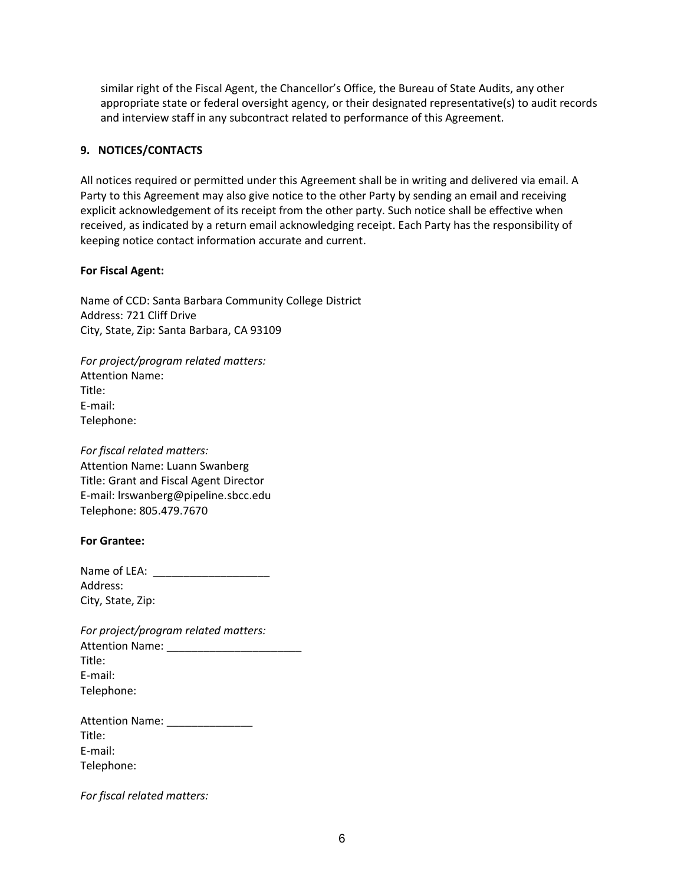similar right of the Fiscal Agent, the Chancellor's Office, the Bureau of State Audits, any other appropriate state or federal oversight agency, or their designated representative(s) to audit records and interview staff in any subcontract related to performance of this Agreement.

**9. NOTICES/CONTACTS**

All notices required or permitted under this Agreement shall be in writing and delivered via email. A Party to this Agreement may also give notice to the other Party by sending an email and receiving explicit acknowledgement of its receipt from the other party. Such notice shall be effective when received, as indicated by a return email acknowledging receipt. Each Party has the responsibility of keeping notice contact information accurate and current.

**For Fiscal Agent:**

Name of CCD: Santa Barbara Community College District
Address: 721 Cliff Drive
City, State, Zip: Santa Barbara, CA 93109

*For project/program related matters:*
Attention Name:
Title:
E-mail:
Telephone:

*For fiscal related matters:*
Attention Name: Luann Swanberg
Title: Grant and Fiscal Agent Director
E-mail: lrswanberg@pipeline.sbcc.edu
Telephone: 805.479.7670

**For Grantee:**

Name of LEA: ___________________
Address:
City, State, Zip:

*For project/program related matters:*
Attention Name: ______________________
Title:
E-mail:
Telephone:

Attention Name: ______________
Title:
E-mail:
Telephone:

*For fiscal related matters:*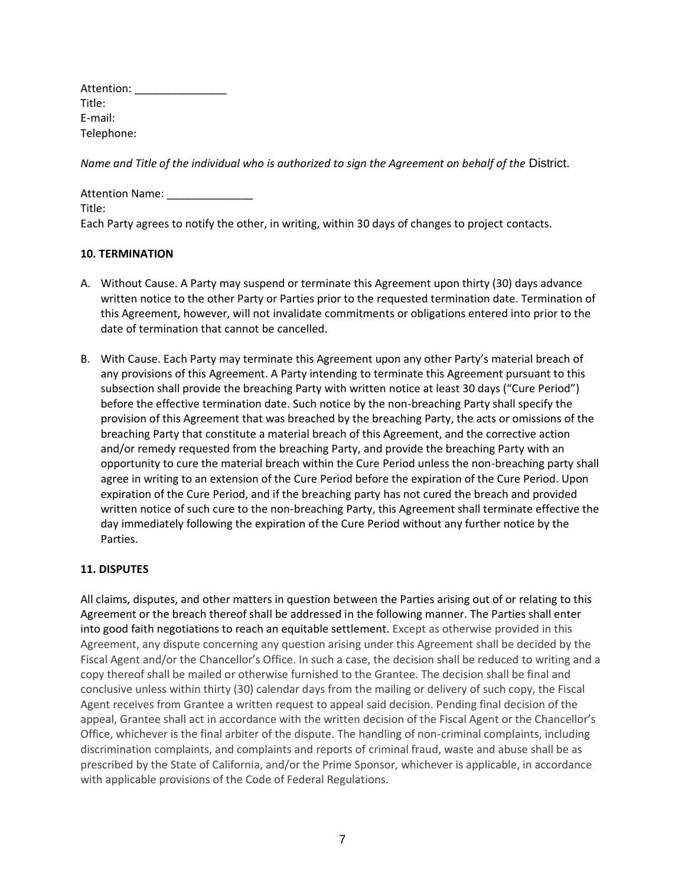Attention: _______________
Title:
E-mail:
Telephone:

*Name and Title of the individual who is authorized to sign the Agreement on behalf of the* District.

Attention Name: ______________
Title:
Each Party agrees to notify the other, in writing, within 30 days of changes to project contacts.

**10. TERMINATION**

A. Without Cause. A Party may suspend or terminate this Agreement upon thirty (30) days advance written notice to the other Party or Parties prior to the requested termination date. Termination of this Agreement, however, will not invalidate commitments or obligations entered into prior to the date of termination that cannot be cancelled.

B. With Cause. Each Party may terminate this Agreement upon any other Party's material breach of any provisions of this Agreement. A Party intending to terminate this Agreement pursuant to this subsection shall provide the breaching Party with written notice at least 30 days ("Cure Period") before the effective termination date. Such notice by the non-breaching Party shall specify the provision of this Agreement that was breached by the breaching Party, the acts or omissions of the breaching Party that constitute a material breach of this Agreement, and the corrective action and/or remedy requested from the breaching Party, and provide the breaching Party with an opportunity to cure the material breach within the Cure Period unless the non-breaching party shall agree in writing to an extension of the Cure Period before the expiration of the Cure Period. Upon expiration of the Cure Period, and if the breaching party has not cured the breach and provided written notice of such cure to the non-breaching Party, this Agreement shall terminate effective the day immediately following the expiration of the Cure Period without any further notice by the Parties.

**11. DISPUTES**

All claims, disputes, and other matters in question between the Parties arising out of or relating to this Agreement or the breach thereof shall be addressed in the following manner. The Parties shall enter into good faith negotiations to reach an equitable settlement. Except as otherwise provided in this Agreement, any dispute concerning any question arising under this Agreement shall be decided by the Fiscal Agent and/or the Chancellor's Office. In such a case, the decision shall be reduced to writing and a copy thereof shall be mailed or otherwise furnished to the Grantee. The decision shall be final and conclusive unless within thirty (30) calendar days from the mailing or delivery of such copy, the Fiscal Agent receives from Grantee a written request to appeal said decision. Pending final decision of the appeal, Grantee shall act in accordance with the written decision of the Fiscal Agent or the Chancellor's Office, whichever is the final arbiter of the dispute. The handling of non-criminal complaints, including discrimination complaints, and complaints and reports of criminal fraud, waste and abuse shall be as prescribed by the State of California, and/or the Prime Sponsor, whichever is applicable, in accordance with applicable provisions of the Code of Federal Regulations.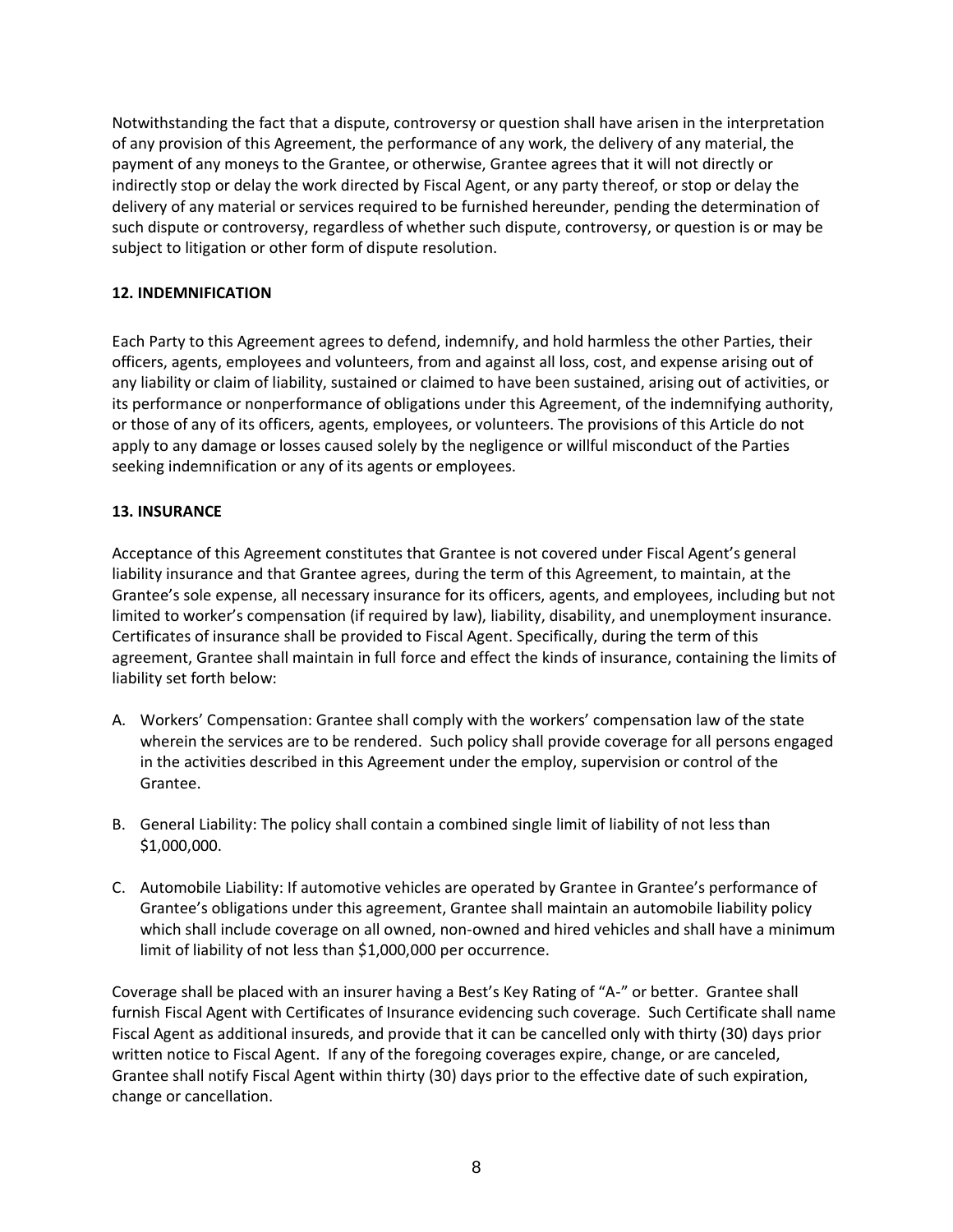Notwithstanding the fact that a dispute, controversy or question shall have arisen in the interpretation of any provision of this Agreement, the performance of any work, the delivery of any material, the payment of any moneys to the Grantee, or otherwise, Grantee agrees that it will not directly or indirectly stop or delay the work directed by Fiscal Agent, or any party thereof, or stop or delay the delivery of any material or services required to be furnished hereunder, pending the determination of such dispute or controversy, regardless of whether such dispute, controversy, or question is or may be subject to litigation or other form of dispute resolution.

**12. INDEMNIFICATION**

Each Party to this Agreement agrees to defend, indemnify, and hold harmless the other Parties, their officers, agents, employees and volunteers, from and against all loss, cost, and expense arising out of any liability or claim of liability, sustained or claimed to have been sustained, arising out of activities, or its performance or nonperformance of obligations under this Agreement, of the indemnifying authority, or those of any of its officers, agents, employees, or volunteers. The provisions of this Article do not apply to any damage or losses caused solely by the negligence or willful misconduct of the Parties seeking indemnification or any of its agents or employees.

**13. INSURANCE**

Acceptance of this Agreement constitutes that Grantee is not covered under Fiscal Agent's general liability insurance and that Grantee agrees, during the term of this Agreement, to maintain, at the Grantee's sole expense, all necessary insurance for its officers, agents, and employees, including but not limited to worker's compensation (if required by law), liability, disability, and unemployment insurance. Certificates of insurance shall be provided to Fiscal Agent. Specifically, during the term of this agreement, Grantee shall maintain in full force and effect the kinds of insurance, containing the limits of liability set forth below:

A. Workers' Compensation: Grantee shall comply with the workers' compensation law of the state wherein the services are to be rendered. Such policy shall provide coverage for all persons engaged in the activities described in this Agreement under the employ, supervision or control of the Grantee.

B. General Liability: The policy shall contain a combined single limit of liability of not less than $1,000,000.

C. Automobile Liability: If automotive vehicles are operated by Grantee in Grantee's performance of Grantee's obligations under this agreement, Grantee shall maintain an automobile liability policy which shall include coverage on all owned, non-owned and hired vehicles and shall have a minimum limit of liability of not less than $1,000,000 per occurrence.

Coverage shall be placed with an insurer having a Best's Key Rating of "A-" or better. Grantee shall furnish Fiscal Agent with Certificates of Insurance evidencing such coverage. Such Certificate shall name Fiscal Agent as additional insureds, and provide that it can be cancelled only with thirty (30) days prior written notice to Fiscal Agent. If any of the foregoing coverages expire, change, or are canceled, Grantee shall notify Fiscal Agent within thirty (30) days prior to the effective date of such expiration, change or cancellation.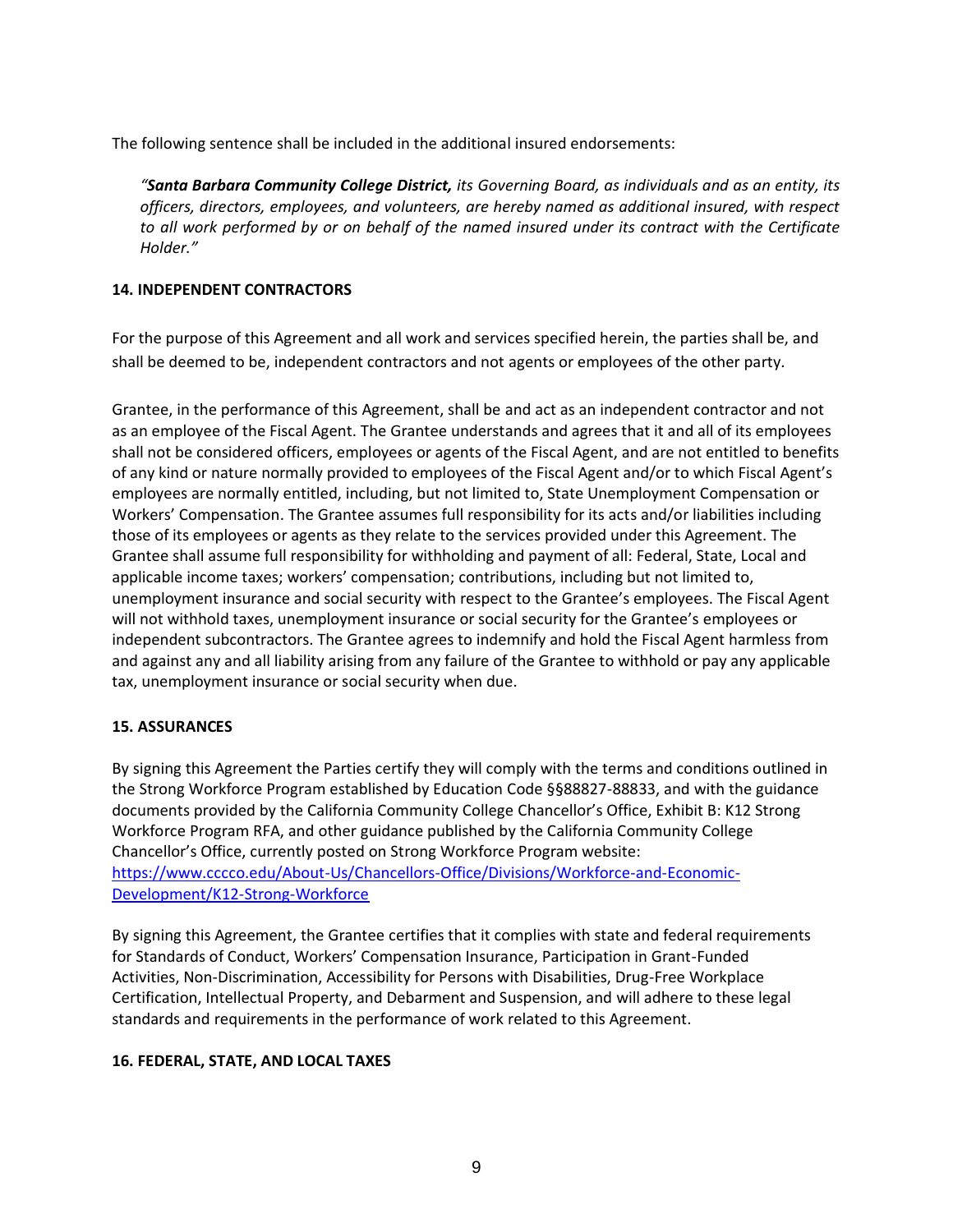The following sentence shall be included in the additional insured endorsements:

> *"**Santa Barbara Community College District,** its Governing Board, as individuals and as an entity, its officers, directors, employees, and volunteers, are hereby named as additional insured, with respect to all work performed by or on behalf of the named insured under its contract with the Certificate Holder."*

**14. INDEPENDENT CONTRACTORS**

For the purpose of this Agreement and all work and services specified herein, the parties shall be, and shall be deemed to be, independent contractors and not agents or employees of the other party.

Grantee, in the performance of this Agreement, shall be and act as an independent contractor and not as an employee of the Fiscal Agent. The Grantee understands and agrees that it and all of its employees shall not be considered officers, employees or agents of the Fiscal Agent, and are not entitled to benefits of any kind or nature normally provided to employees of the Fiscal Agent and/or to which Fiscal Agent's employees are normally entitled, including, but not limited to, State Unemployment Compensation or Workers' Compensation. The Grantee assumes full responsibility for its acts and/or liabilities including those of its employees or agents as they relate to the services provided under this Agreement. The Grantee shall assume full responsibility for withholding and payment of all: Federal, State, Local and applicable income taxes; workers' compensation; contributions, including but not limited to, unemployment insurance and social security with respect to the Grantee's employees. The Fiscal Agent will not withhold taxes, unemployment insurance or social security for the Grantee's employees or independent subcontractors. The Grantee agrees to indemnify and hold the Fiscal Agent harmless from and against any and all liability arising from any failure of the Grantee to withhold or pay any applicable tax, unemployment insurance or social security when due.

**15. ASSURANCES**

By signing this Agreement the Parties certify they will comply with the terms and conditions outlined in the Strong Workforce Program established by Education Code §§88827-88833, and with the guidance documents provided by the California Community College Chancellor's Office, Exhibit B: K12 Strong Workforce Program RFA, and other guidance published by the California Community College Chancellor's Office, currently posted on Strong Workforce Program website: [https://www.cccco.edu/About-Us/Chancellors-Office/Divisions/Workforce-and-Economic-Development/K12-Strong-Workforce](https://www.cccco.edu/About-Us/Chancellors-Office/Divisions/Workforce-and-Economic-Development/K12-Strong-Workforce)

By signing this Agreement, the Grantee certifies that it complies with state and federal requirements for Standards of Conduct, Workers' Compensation Insurance, Participation in Grant-Funded Activities, Non-Discrimination, Accessibility for Persons with Disabilities, Drug-Free Workplace Certification, Intellectual Property, and Debarment and Suspension, and will adhere to these legal standards and requirements in the performance of work related to this Agreement.

**16. FEDERAL, STATE, AND LOCAL TAXES**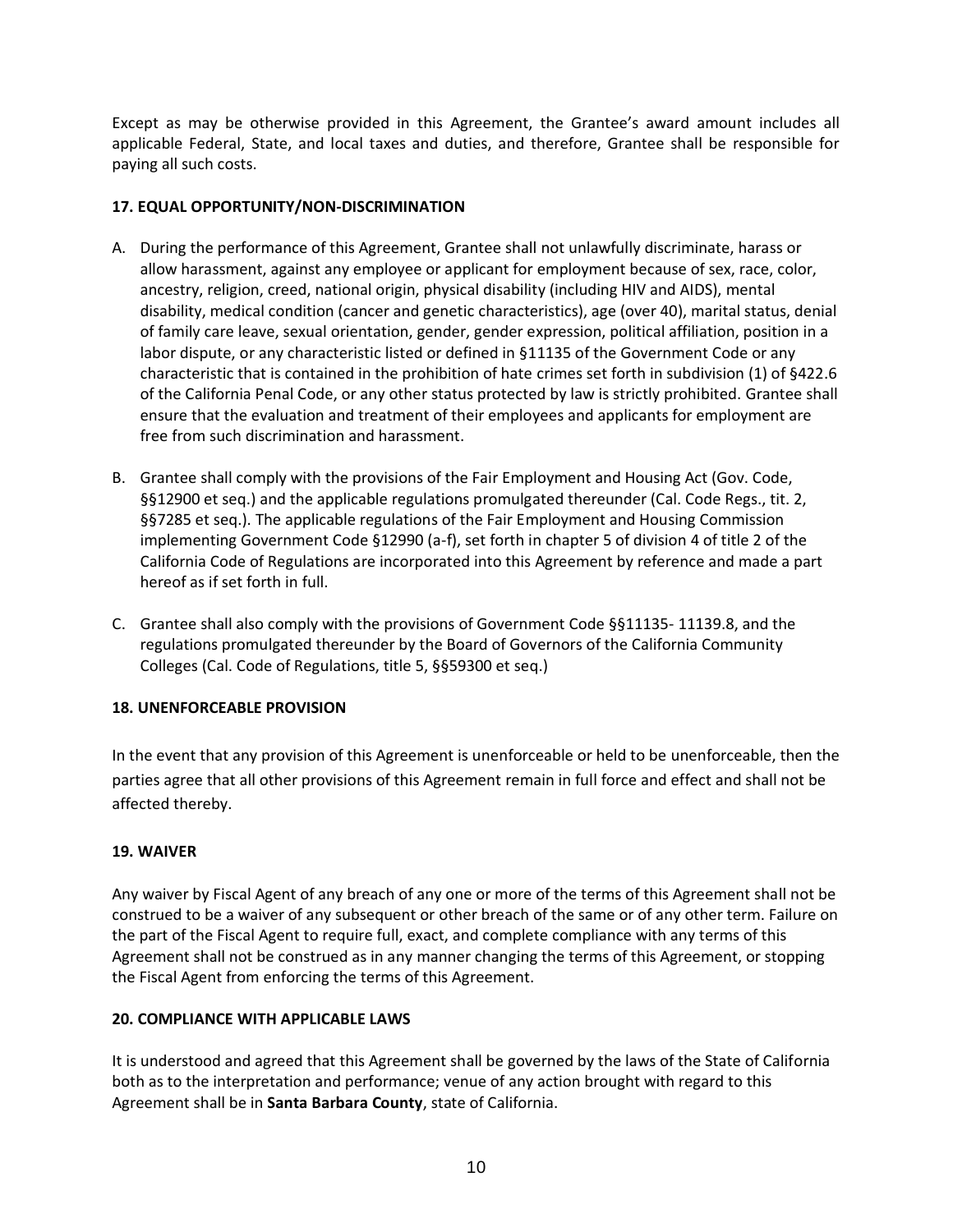Except as may be otherwise provided in this Agreement, the Grantee's award amount includes all applicable Federal, State, and local taxes and duties, and therefore, Grantee shall be responsible for paying all such costs.

**17. EQUAL OPPORTUNITY/NON-DISCRIMINATION**

A. During the performance of this Agreement, Grantee shall not unlawfully discriminate, harass or allow harassment, against any employee or applicant for employment because of sex, race, color, ancestry, religion, creed, national origin, physical disability (including HIV and AIDS), mental disability, medical condition (cancer and genetic characteristics), age (over 40), marital status, denial of family care leave, sexual orientation, gender, gender expression, political affiliation, position in a labor dispute, or any characteristic listed or defined in §11135 of the Government Code or any characteristic that is contained in the prohibition of hate crimes set forth in subdivision (1) of §422.6 of the California Penal Code, or any other status protected by law is strictly prohibited. Grantee shall ensure that the evaluation and treatment of their employees and applicants for employment are free from such discrimination and harassment.

B. Grantee shall comply with the provisions of the Fair Employment and Housing Act (Gov. Code, §§12900 et seq.) and the applicable regulations promulgated thereunder (Cal. Code Regs., tit. 2, §§7285 et seq.). The applicable regulations of the Fair Employment and Housing Commission implementing Government Code §12990 (a-f), set forth in chapter 5 of division 4 of title 2 of the California Code of Regulations are incorporated into this Agreement by reference and made a part hereof as if set forth in full.

C. Grantee shall also comply with the provisions of Government Code §§11135- 11139.8, and the regulations promulgated thereunder by the Board of Governors of the California Community Colleges (Cal. Code of Regulations, title 5, §§59300 et seq.)

**18. UNENFORCEABLE PROVISION**

In the event that any provision of this Agreement is unenforceable or held to be unenforceable, then the parties agree that all other provisions of this Agreement remain in full force and effect and shall not be affected thereby.

**19. WAIVER**

Any waiver by Fiscal Agent of any breach of any one or more of the terms of this Agreement shall not be construed to be a waiver of any subsequent or other breach of the same or of any other term. Failure on the part of the Fiscal Agent to require full, exact, and complete compliance with any terms of this Agreement shall not be construed as in any manner changing the terms of this Agreement, or stopping the Fiscal Agent from enforcing the terms of this Agreement.

**20. COMPLIANCE WITH APPLICABLE LAWS**

It is understood and agreed that this Agreement shall be governed by the laws of the State of California both as to the interpretation and performance; venue of any action brought with regard to this Agreement shall be in **Santa Barbara County**, state of California.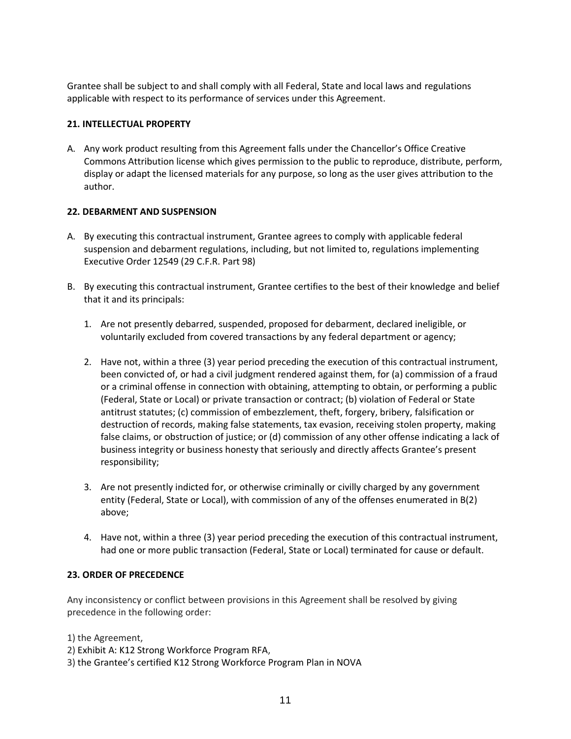Grantee shall be subject to and shall comply with all Federal, State and local laws and regulations applicable with respect to its performance of services under this Agreement.

**21. INTELLECTUAL PROPERTY**

A. Any work product resulting from this Agreement falls under the Chancellor's Office Creative Commons Attribution license which gives permission to the public to reproduce, distribute, perform, display or adapt the licensed materials for any purpose, so long as the user gives attribution to the author.

**22. DEBARMENT AND SUSPENSION**

A. By executing this contractual instrument, Grantee agrees to comply with applicable federal suspension and debarment regulations, including, but not limited to, regulations implementing Executive Order 12549 (29 C.F.R. Part 98)

B. By executing this contractual instrument, Grantee certifies to the best of their knowledge and belief that it and its principals:

   1. Are not presently debarred, suspended, proposed for debarment, declared ineligible, or voluntarily excluded from covered transactions by any federal department or agency;

   2. Have not, within a three (3) year period preceding the execution of this contractual instrument, been convicted of, or had a civil judgment rendered against them, for (a) commission of a fraud or a criminal offense in connection with obtaining, attempting to obtain, or performing a public (Federal, State or Local) or private transaction or contract; (b) violation of Federal or State antitrust statutes; (c) commission of embezzlement, theft, forgery, bribery, falsification or destruction of records, making false statements, tax evasion, receiving stolen property, making false claims, or obstruction of justice; or (d) commission of any other offense indicating a lack of business integrity or business honesty that seriously and directly affects Grantee's present responsibility;

   3. Are not presently indicted for, or otherwise criminally or civilly charged by any government entity (Federal, State or Local), with commission of any of the offenses enumerated in B(2) above;

   4. Have not, within a three (3) year period preceding the execution of this contractual instrument, had one or more public transaction (Federal, State or Local) terminated for cause or default.

**23. ORDER OF PRECEDENCE**

Any inconsistency or conflict between provisions in this Agreement shall be resolved by giving precedence in the following order:

1) the Agreement,
2) Exhibit A: K12 Strong Workforce Program RFA,
3) the Grantee's certified K12 Strong Workforce Program Plan in NOVA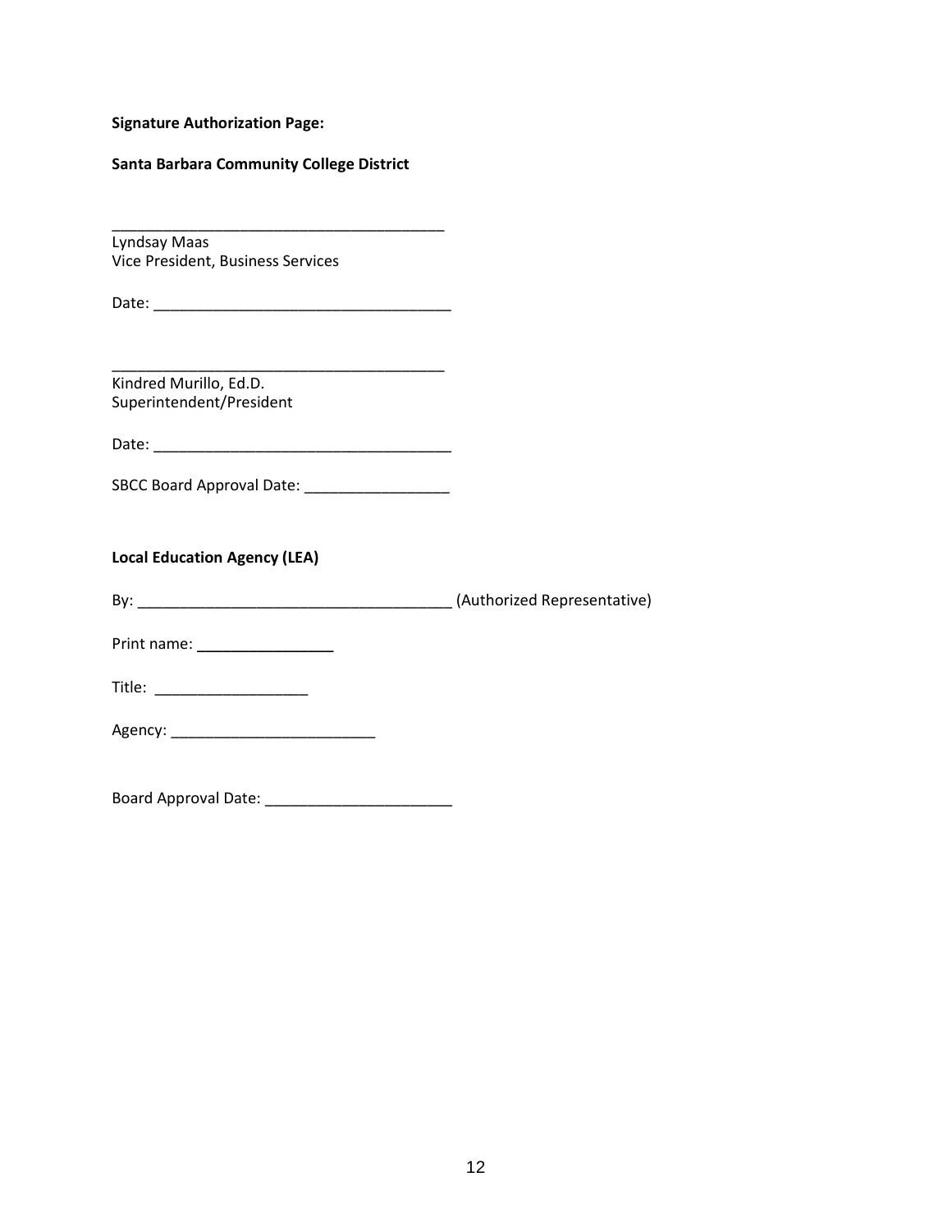**Signature Authorization Page:**

**Santa Barbara Community College District**

________________________________________
Lyndsay Maas
Vice President, Business Services

Date: ___________________________________

________________________________________
Kindred Murillo, Ed.D.
Superintendent/President

Date: ___________________________________

SBCC Board Approval Date: _________________

**Local Education Agency (LEA)**

By: ____________________________________ (Authorized Representative)

Print name: ________________

Title: __________________

Agency: ________________________

Board Approval Date: ______________________